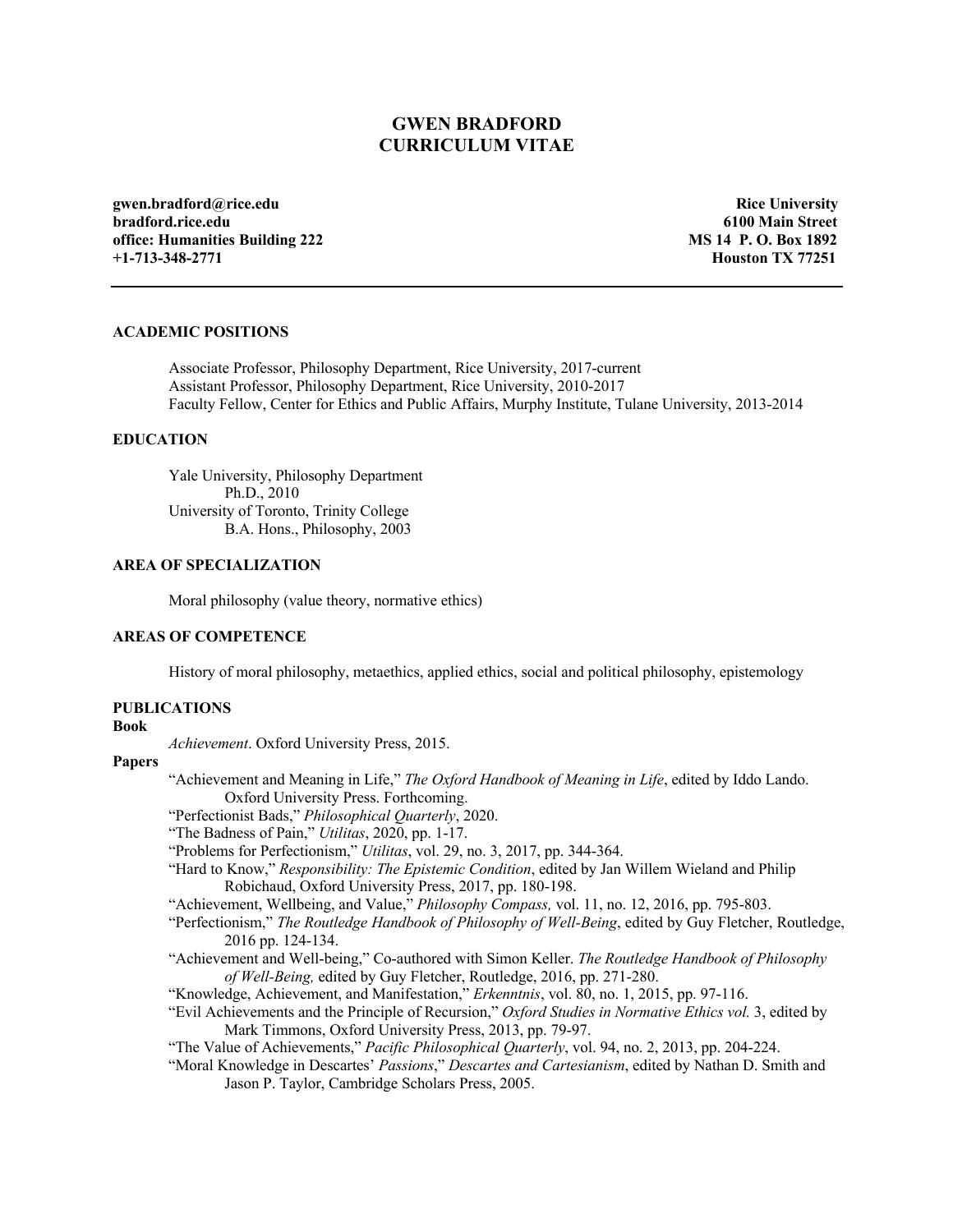# GWEN BRADFORD
# CURRICULUM VITAE

**gwen.bradford@rice.edu**
**bradford.rice.edu**
**office: Humanities Building 222**
**+1-713-348-2771**

**Rice University**
**6100 Main Street**
**MS 14 P. O. Box 1892**
**Houston TX 77251**

---

## ACADEMIC POSITIONS

Associate Professor, Philosophy Department, Rice University, 2017-current
Assistant Professor, Philosophy Department, Rice University, 2010-2017
Faculty Fellow, Center for Ethics and Public Affairs, Murphy Institute, Tulane University, 2013-2014

## EDUCATION

Yale University, Philosophy Department
Ph.D., 2010
University of Toronto, Trinity College
B.A. Hons., Philosophy, 2003

## AREA OF SPECIALIZATION

Moral philosophy (value theory, normative ethics)

## AREAS OF COMPETENCE

History of moral philosophy, metaethics, applied ethics, social and political philosophy, epistemology

## PUBLICATIONS

### Book

*Achievement*. Oxford University Press, 2015.

### Papers

"Achievement and Meaning in Life," *The Oxford Handbook of Meaning in Life*, edited by Iddo Lando. Oxford University Press. Forthcoming.

"Perfectionist Bads," *Philosophical Quarterly*, 2020.

"The Badness of Pain," *Utilitas*, 2020, pp. 1-17.

"Problems for Perfectionism," *Utilitas*, vol. 29, no. 3, 2017, pp. 344-364.

"Hard to Know," *Responsibility: The Epistemic Condition*, edited by Jan Willem Wieland and Philip Robichaud, Oxford University Press, 2017, pp. 180-198.

"Achievement, Wellbeing, and Value," *Philosophy Compass,* vol. 11, no. 12, 2016, pp. 795-803.

"Perfectionism," *The Routledge Handbook of Philosophy of Well-Being*, edited by Guy Fletcher, Routledge, 2016 pp. 124-134.

"Achievement and Well-being," Co-authored with Simon Keller. *The Routledge Handbook of Philosophy of Well-Being,* edited by Guy Fletcher, Routledge, 2016, pp. 271-280.

"Knowledge, Achievement, and Manifestation," *Erkenntnis*, vol. 80, no. 1, 2015, pp. 97-116.

"Evil Achievements and the Principle of Recursion," *Oxford Studies in Normative Ethics vol.* 3, edited by Mark Timmons, Oxford University Press, 2013, pp. 79-97.

"The Value of Achievements," *Pacific Philosophical Quarterly*, vol. 94, no. 2, 2013, pp. 204-224.

"Moral Knowledge in Descartes' *Passions*," *Descartes and Cartesianism*, edited by Nathan D. Smith and Jason P. Taylor, Cambridge Scholars Press, 2005.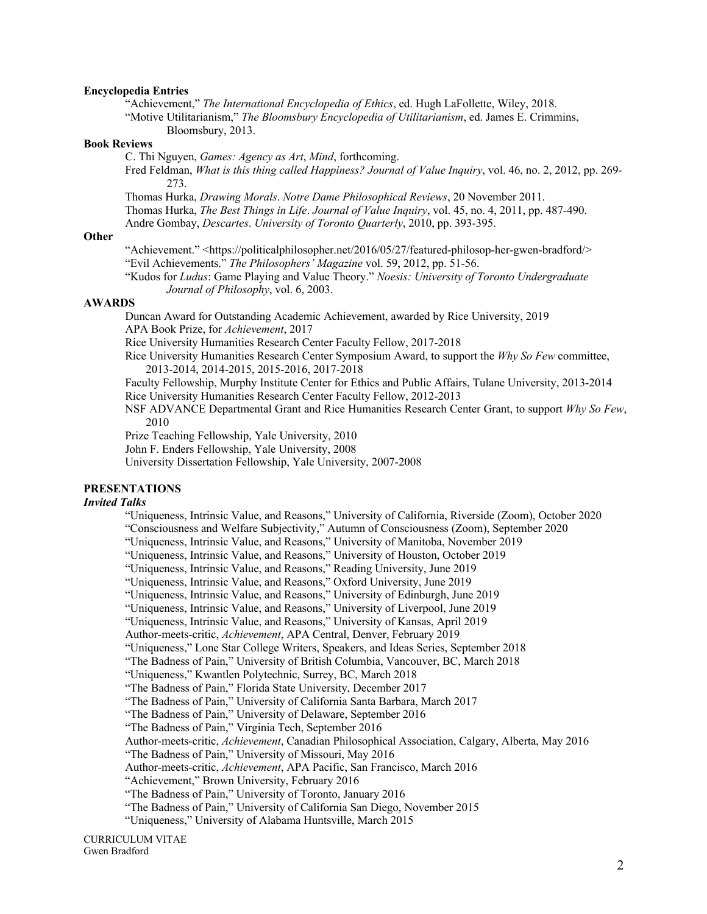**Encyclopedia Entries**

"Achievement," *The International Encyclopedia of Ethics*, ed. Hugh LaFollette, Wiley, 2018.
"Motive Utilitarianism," *The Bloomsbury Encyclopedia of Utilitarianism*, ed. James E. Crimmins, Bloomsbury, 2013.

**Book Reviews**

C. Thi Nguyen, *Games: Agency as Art*, *Mind*, forthcoming.
Fred Feldman, *What is this thing called Happiness? Journal of Value Inquiry*, vol. 46, no. 2, 2012, pp. 269-273.
Thomas Hurka, *Drawing Morals*. *Notre Dame Philosophical Reviews*, 20 November 2011.
Thomas Hurka, *The Best Things in Life*. *Journal of Value Inquiry*, vol. 45, no. 4, 2011, pp. 487-490.
Andre Gombay, *Descartes*. *University of Toronto Quarterly*, 2010, pp. 393-395.

**Other**

"Achievement." <https://politicalphilosopher.net/2016/05/27/featured-philosop-her-gwen-bradford/>
"Evil Achievements." *The Philosophers' Magazine* vol. 59, 2012, pp. 51-56.
"Kudos for *Ludus*: Game Playing and Value Theory." *Noesis: University of Toronto Undergraduate Journal of Philosophy*, vol. 6, 2003.

## AWARDS

Duncan Award for Outstanding Academic Achievement, awarded by Rice University, 2019
APA Book Prize, for *Achievement*, 2017
Rice University Humanities Research Center Faculty Fellow, 2017-2018
Rice University Humanities Research Center Symposium Award, to support the *Why So Few* committee, 2013-2014, 2014-2015, 2015-2016, 2017-2018
Faculty Fellowship, Murphy Institute Center for Ethics and Public Affairs, Tulane University, 2013-2014
Rice University Humanities Research Center Faculty Fellow, 2012-2013
NSF ADVANCE Departmental Grant and Rice Humanities Research Center Grant, to support *Why So Few*, 2010
Prize Teaching Fellowship, Yale University, 2010
John F. Enders Fellowship, Yale University, 2008
University Dissertation Fellowship, Yale University, 2007-2008

## PRESENTATIONS

***Invited Talks***

"Uniqueness, Intrinsic Value, and Reasons," University of California, Riverside (Zoom), October 2020
"Consciousness and Welfare Subjectivity," Autumn of Consciousness (Zoom), September 2020
"Uniqueness, Intrinsic Value, and Reasons," University of Manitoba, November 2019
"Uniqueness, Intrinsic Value, and Reasons," University of Houston, October 2019
"Uniqueness, Intrinsic Value, and Reasons," Reading University, June 2019
"Uniqueness, Intrinsic Value, and Reasons," Oxford University, June 2019
"Uniqueness, Intrinsic Value, and Reasons," University of Edinburgh, June 2019
"Uniqueness, Intrinsic Value, and Reasons," University of Liverpool, June 2019
"Uniqueness, Intrinsic Value, and Reasons," University of Kansas, April 2019
Author-meets-critic, *Achievement*, APA Central, Denver, February 2019
"Uniqueness," Lone Star College Writers, Speakers, and Ideas Series, September 2018
"The Badness of Pain," University of British Columbia, Vancouver, BC, March 2018
"Uniqueness," Kwantlen Polytechnic, Surrey, BC, March 2018
"The Badness of Pain," Florida State University, December 2017
"The Badness of Pain," University of California Santa Barbara, March 2017
"The Badness of Pain," University of Delaware, September 2016
"The Badness of Pain," Virginia Tech, September 2016
Author-meets-critic, *Achievement*, Canadian Philosophical Association, Calgary, Alberta, May 2016
"The Badness of Pain," University of Missouri, May 2016
Author-meets-critic, *Achievement*, APA Pacific, San Francisco, March 2016
"Achievement," Brown University, February 2016
"The Badness of Pain," University of Toronto, January 2016
"The Badness of Pain," University of California San Diego, November 2015
"Uniqueness," University of Alabama Huntsville, March 2015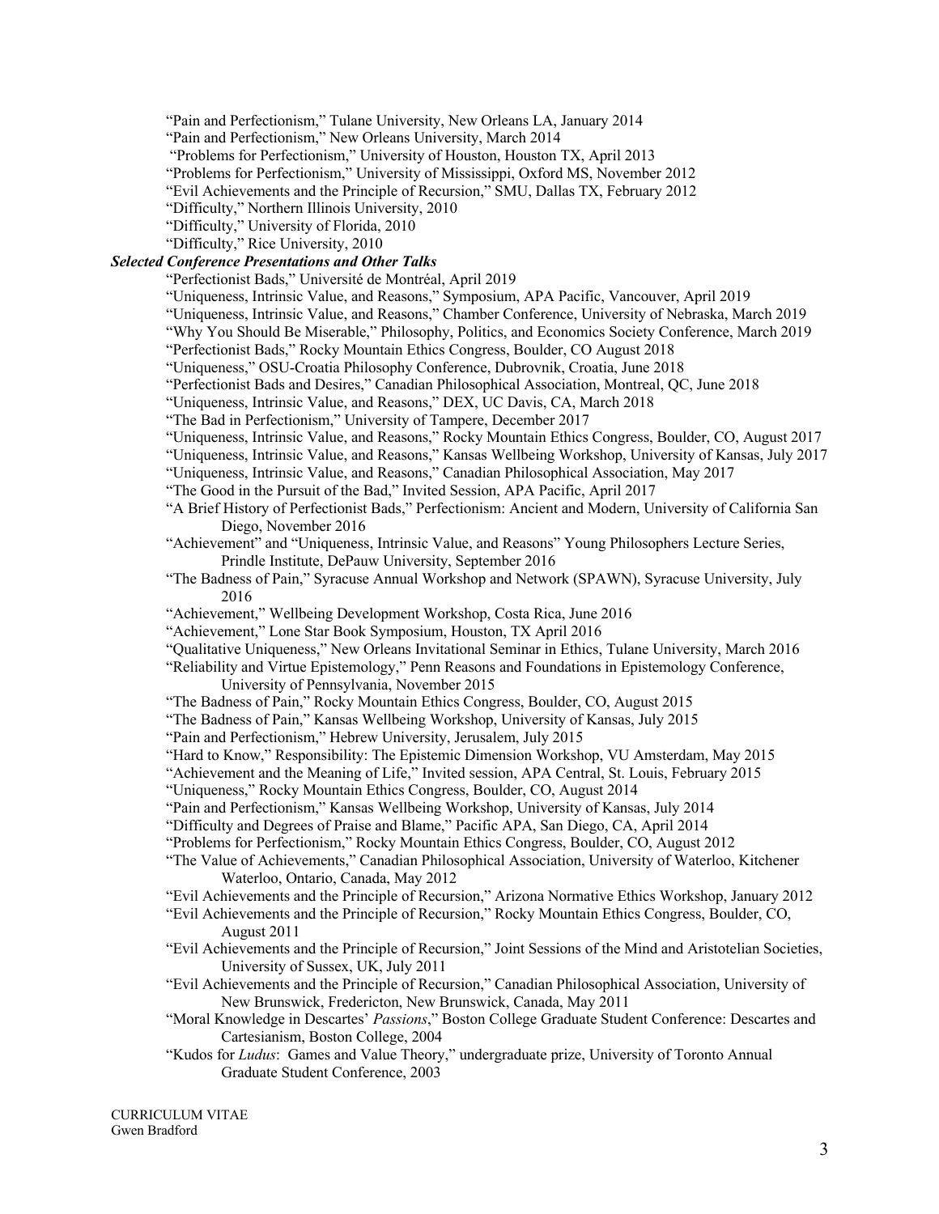"Pain and Perfectionism," Tulane University, New Orleans LA, January 2014
"Pain and Perfectionism," New Orleans University, March 2014
"Problems for Perfectionism," University of Houston, Houston TX, April 2013
"Problems for Perfectionism," University of Mississippi, Oxford MS, November 2012
"Evil Achievements and the Principle of Recursion," SMU, Dallas TX, February 2012
"Difficulty," Northern Illinois University, 2010
"Difficulty," University of Florida, 2010
"Difficulty," Rice University, 2010

***Selected Conference Presentations and Other Talks***

"Perfectionist Bads," Université de Montréal, April 2019
"Uniqueness, Intrinsic Value, and Reasons," Symposium, APA Pacific, Vancouver, April 2019
"Uniqueness, Intrinsic Value, and Reasons," Chamber Conference, University of Nebraska, March 2019
"Why You Should Be Miserable," Philosophy, Politics, and Economics Society Conference, March 2019
"Perfectionist Bads," Rocky Mountain Ethics Congress, Boulder, CO August 2018
"Uniqueness," OSU-Croatia Philosophy Conference, Dubrovnik, Croatia, June 2018
"Perfectionist Bads and Desires," Canadian Philosophical Association, Montreal, QC, June 2018
"Uniqueness, Intrinsic Value, and Reasons," DEX, UC Davis, CA, March 2018
"The Bad in Perfectionism," University of Tampere, December 2017
"Uniqueness, Intrinsic Value, and Reasons," Rocky Mountain Ethics Congress, Boulder, CO, August 2017
"Uniqueness, Intrinsic Value, and Reasons," Kansas Wellbeing Workshop, University of Kansas, July 2017
"Uniqueness, Intrinsic Value, and Reasons," Canadian Philosophical Association, May 2017
"The Good in the Pursuit of the Bad," Invited Session, APA Pacific, April 2017
"A Brief History of Perfectionist Bads," Perfectionism: Ancient and Modern, University of California San Diego, November 2016
"Achievement" and "Uniqueness, Intrinsic Value, and Reasons" Young Philosophers Lecture Series, Prindle Institute, DePauw University, September 2016
"The Badness of Pain," Syracuse Annual Workshop and Network (SPAWN), Syracuse University, July 2016
"Achievement," Wellbeing Development Workshop, Costa Rica, June 2016
"Achievement," Lone Star Book Symposium, Houston, TX April 2016
"Qualitative Uniqueness," New Orleans Invitational Seminar in Ethics, Tulane University, March 2016
"Reliability and Virtue Epistemology," Penn Reasons and Foundations in Epistemology Conference, University of Pennsylvania, November 2015
"The Badness of Pain," Rocky Mountain Ethics Congress, Boulder, CO, August 2015
"The Badness of Pain," Kansas Wellbeing Workshop, University of Kansas, July 2015
"Pain and Perfectionism," Hebrew University, Jerusalem, July 2015
"Hard to Know," Responsibility: The Epistemic Dimension Workshop, VU Amsterdam, May 2015
"Achievement and the Meaning of Life," Invited session, APA Central, St. Louis, February 2015
"Uniqueness," Rocky Mountain Ethics Congress, Boulder, CO, August 2014
"Pain and Perfectionism," Kansas Wellbeing Workshop, University of Kansas, July 2014
"Difficulty and Degrees of Praise and Blame," Pacific APA, San Diego, CA, April 2014
"Problems for Perfectionism," Rocky Mountain Ethics Congress, Boulder, CO, August 2012
"The Value of Achievements," Canadian Philosophical Association, University of Waterloo, Kitchener Waterloo, Ontario, Canada, May 2012
"Evil Achievements and the Principle of Recursion," Arizona Normative Ethics Workshop, January 2012
"Evil Achievements and the Principle of Recursion," Rocky Mountain Ethics Congress, Boulder, CO, August 2011
"Evil Achievements and the Principle of Recursion," Joint Sessions of the Mind and Aristotelian Societies, University of Sussex, UK, July 2011
"Evil Achievements and the Principle of Recursion," Canadian Philosophical Association, University of New Brunswick, Fredericton, New Brunswick, Canada, May 2011
"Moral Knowledge in Descartes' *Passions*," Boston College Graduate Student Conference: Descartes and Cartesianism, Boston College, 2004
"Kudos for *Ludus*: Games and Value Theory," undergraduate prize, University of Toronto Annual Graduate Student Conference, 2003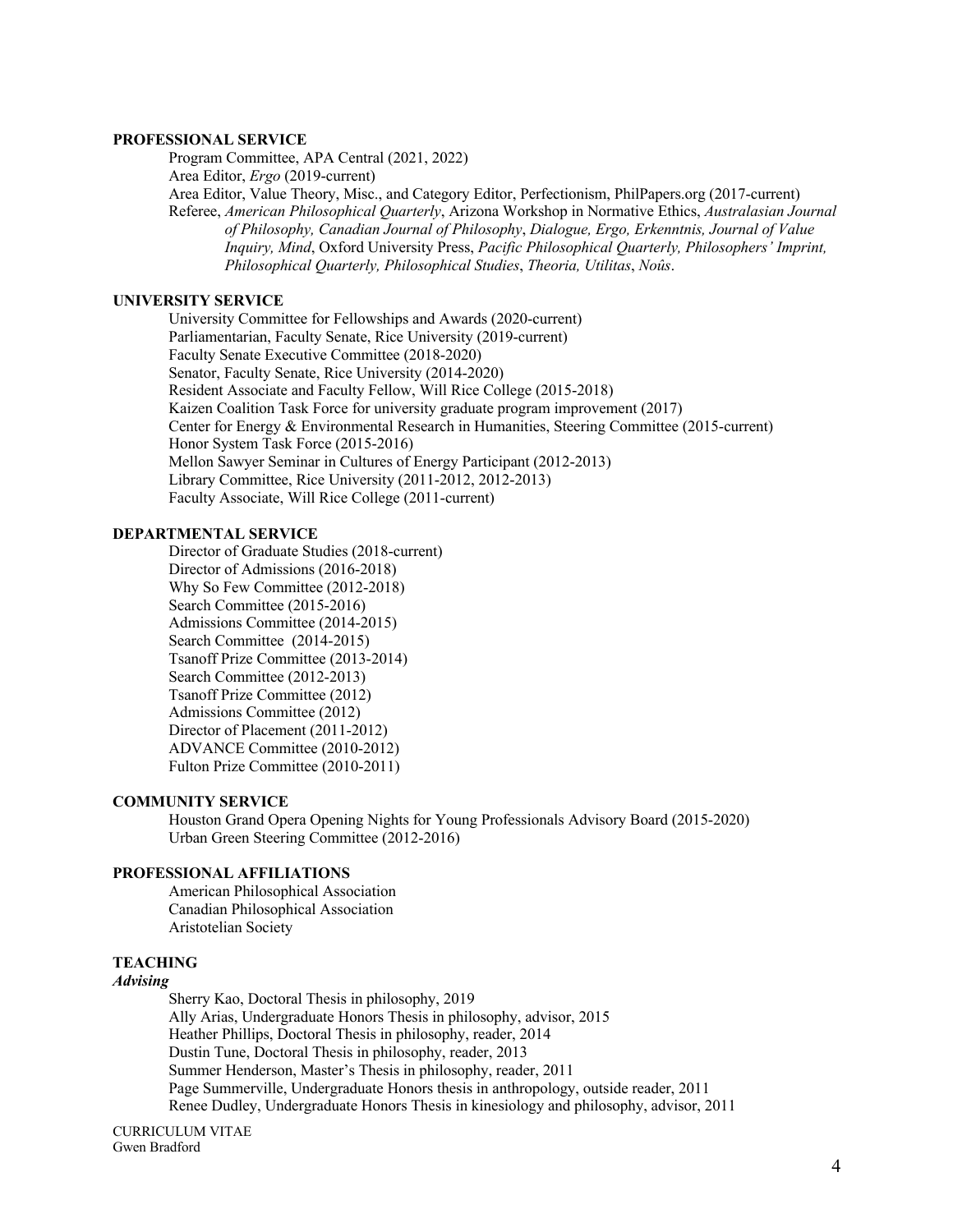## PROFESSIONAL SERVICE

Program Committee, APA Central (2021, 2022)
Area Editor, *Ergo* (2019-current)
Area Editor, Value Theory, Misc., and Category Editor, Perfectionism, PhilPapers.org (2017-current)
Referee, *American Philosophical Quarterly*, Arizona Workshop in Normative Ethics, *Australasian Journal of Philosophy, Canadian Journal of Philosophy*, *Dialogue, Ergo, Erkenntnis, Journal of Value Inquiry, Mind*, Oxford University Press, *Pacific Philosophical Quarterly, Philosophers' Imprint, Philosophical Quarterly, Philosophical Studies*, *Theoria, Utilitas*, *Noûs*.

## UNIVERSITY SERVICE

University Committee for Fellowships and Awards (2020-current)
Parliamentarian, Faculty Senate, Rice University (2019-current)
Faculty Senate Executive Committee (2018-2020)
Senator, Faculty Senate, Rice University (2014-2020)
Resident Associate and Faculty Fellow, Will Rice College (2015-2018)
Kaizen Coalition Task Force for university graduate program improvement (2017)
Center for Energy & Environmental Research in Humanities, Steering Committee (2015-current)
Honor System Task Force (2015-2016)
Mellon Sawyer Seminar in Cultures of Energy Participant (2012-2013)
Library Committee, Rice University (2011-2012, 2012-2013)
Faculty Associate, Will Rice College (2011-current)

## DEPARTMENTAL SERVICE

Director of Graduate Studies (2018-current)
Director of Admissions (2016-2018)
Why So Few Committee (2012-2018)
Search Committee (2015-2016)
Admissions Committee (2014-2015)
Search Committee (2014-2015)
Tsanoff Prize Committee (2013-2014)
Search Committee (2012-2013)
Tsanoff Prize Committee (2012)
Admissions Committee (2012)
Director of Placement (2011-2012)
ADVANCE Committee (2010-2012)
Fulton Prize Committee (2010-2011)

## COMMUNITY SERVICE

Houston Grand Opera Opening Nights for Young Professionals Advisory Board (2015-2020)
Urban Green Steering Committee (2012-2016)

## PROFESSIONAL AFFILIATIONS

American Philosophical Association
Canadian Philosophical Association
Aristotelian Society

## TEACHING

### *Advising*

Sherry Kao, Doctoral Thesis in philosophy, 2019
Ally Arias, Undergraduate Honors Thesis in philosophy, advisor, 2015
Heather Phillips, Doctoral Thesis in philosophy, reader, 2014
Dustin Tune, Doctoral Thesis in philosophy, reader, 2013
Summer Henderson, Master's Thesis in philosophy, reader, 2011
Page Summerville, Undergraduate Honors thesis in anthropology, outside reader, 2011
Renee Dudley, Undergraduate Honors Thesis in kinesiology and philosophy, advisor, 2011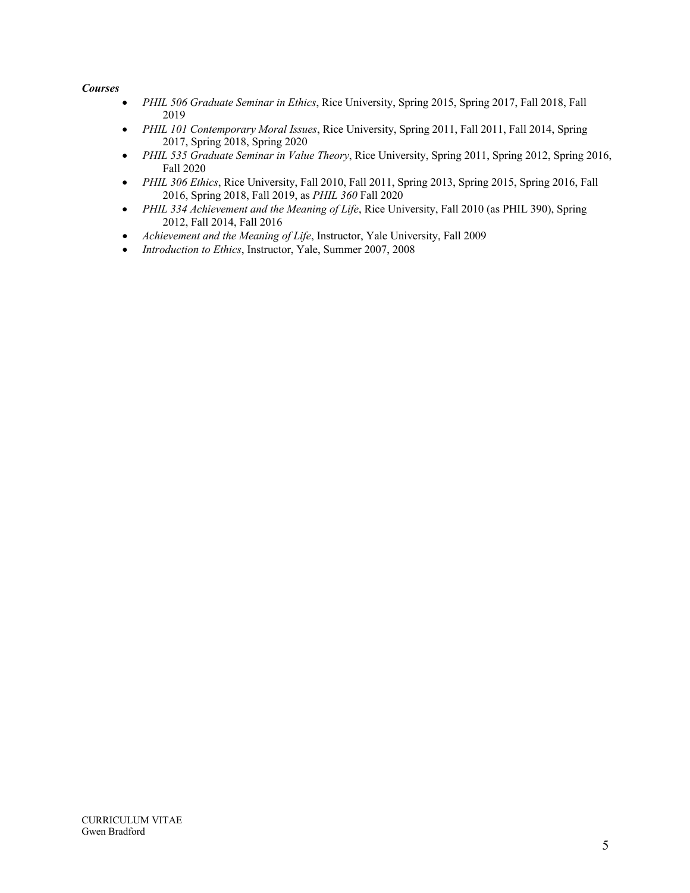***Courses***

- *PHIL 506 Graduate Seminar in Ethics*, Rice University, Spring 2015, Spring 2017, Fall 2018, Fall 2019
- *PHIL 101 Contemporary Moral Issues*, Rice University, Spring 2011, Fall 2011, Fall 2014, Spring 2017, Spring 2018, Spring 2020
- *PHIL 535 Graduate Seminar in Value Theory*, Rice University, Spring 2011, Spring 2012, Spring 2016, Fall 2020
- *PHIL 306 Ethics*, Rice University, Fall 2010, Fall 2011, Spring 2013, Spring 2015, Spring 2016, Fall 2016, Spring 2018, Fall 2019, as *PHIL 360* Fall 2020
- *PHIL 334 Achievement and the Meaning of Life*, Rice University, Fall 2010 (as PHIL 390), Spring 2012, Fall 2014, Fall 2016
- *Achievement and the Meaning of Life*, Instructor, Yale University, Fall 2009
- *Introduction to Ethics*, Instructor, Yale, Summer 2007, 2008